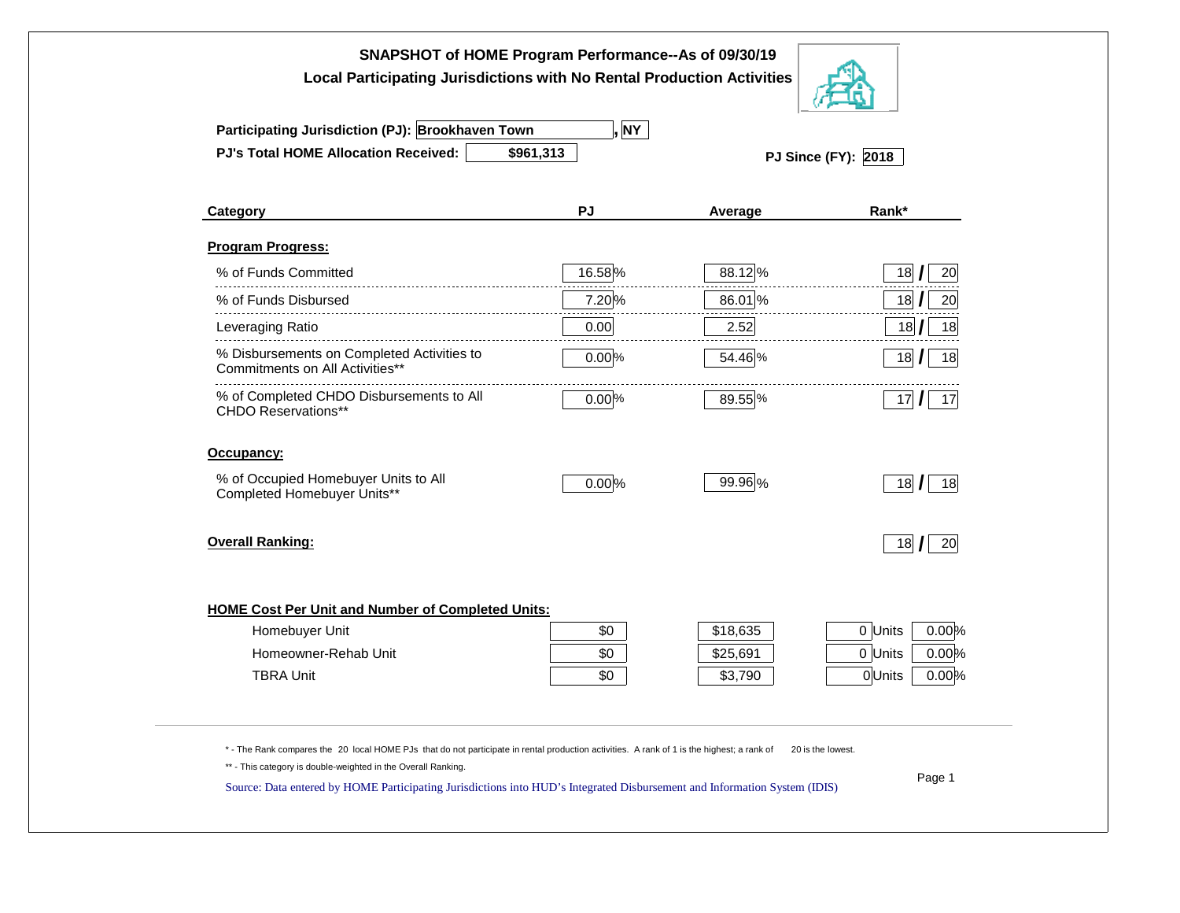# SNAPSHOT of HOME Program Performance--As of 09/30/19

## Local Participating Jurisdictions with No Rental Production Activities

**Participating Jurisdiction (PJ):** Brookhaven Town, NY

**PJ's Total HOME Allocation Received:** $961,313

**PJ Since (FY):** 2018

| Category | PJ | Average | Rank* |
|---|---|---|---|
| **Program Progress:** | | | |
| % of Funds Committed | 16.58% | 88.12% | 18 / 20 |
| % of Funds Disbursed | 7.20% | 86.01% | 18 / 20 |
| Leveraging Ratio | 0.00 | 2.52 | 18 / 18 |
| % Disbursements on Completed Activities to Commitments on All Activities** | 0.00% | 54.46% | 18 / 18 |
| % of Completed CHDO Disbursements to All CHDO Reservations** | 0.00% | 89.55% | 17 / 17 |
| **Occupancy:** | | | |
| % of Occupied Homebuyer Units to All Completed Homebuyer Units** | 0.00% | 99.96% | 18 / 18 |
| **Overall Ranking:** | | | 18 / 20 |

**HOME Cost Per Unit and Number of Completed Units:**

| | PJ | Average | Units | % |
|---|---|---|---|---|
| Homebuyer Unit | $0 | $18,635 | 0 Units | 0.00% |
| Homeowner-Rehab Unit | $0 | $25,691 | 0 Units | 0.00% |
| TBRA Unit | $0 | $3,790 | 0 Units | 0.00% |

* - The Rank compares the 20 local HOME PJs that do not participate in rental production activities. A rank of 1 is the highest; a rank of 20 is the lowest.

** - This category is double-weighted in the Overall Ranking.

Source: Data entered by HOME Participating Jurisdictions into HUD's Integrated Disbursement and Information System (IDIS)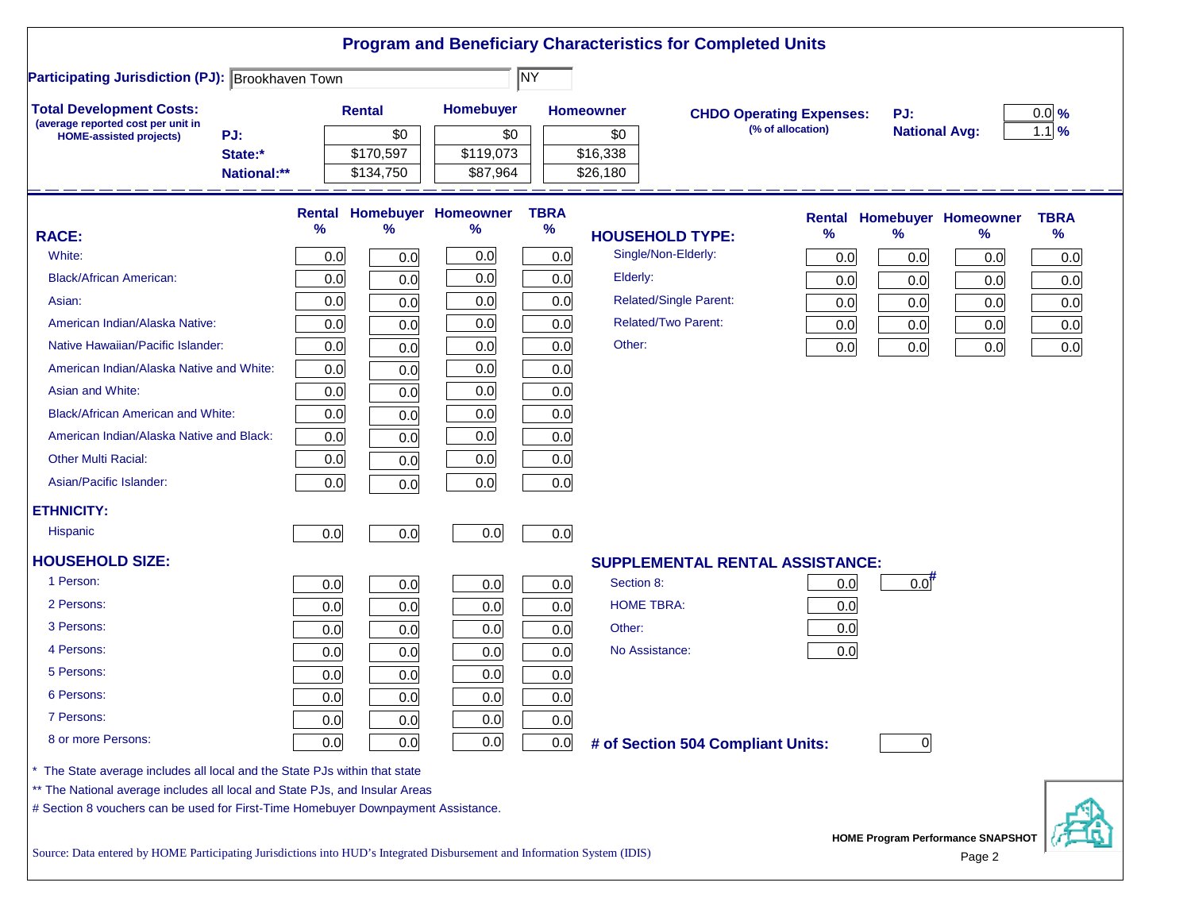# Program and Beneficiary Characteristics for Completed Units

**Participating Jurisdiction (PJ):** Brookhaven Town NY

**Total Development Costs:**
(average reported cost per unit in HOME-assisted projects)

| | Rental | Homebuyer | Homeowner |
|---|---|---|---|
| PJ: | $0 | $0 | $0 |
| State:* | $170,597 | $119,073 | $16,338 |
| National:** | $134,750 | $87,964 | $26,180 |

**CHDO Operating Expenses:** (% of allocation)

| | |
|---|---|
| PJ: | 0.0 % |
| National Avg: | 1.1 % |

| RACE: | Rental % | Homebuyer % | Homeowner % | TBRA % |
|---|---|---|---|---|
| White: | 0.0 | 0.0 | 0.0 | 0.0 |
| Black/African American: | 0.0 | 0.0 | 0.0 | 0.0 |
| Asian: | 0.0 | 0.0 | 0.0 | 0.0 |
| American Indian/Alaska Native: | 0.0 | 0.0 | 0.0 | 0.0 |
| Native Hawaiian/Pacific Islander: | 0.0 | 0.0 | 0.0 | 0.0 |
| American Indian/Alaska Native and White: | 0.0 | 0.0 | 0.0 | 0.0 |
| Asian and White: | 0.0 | 0.0 | 0.0 | 0.0 |
| Black/African American and White: | 0.0 | 0.0 | 0.0 | 0.0 |
| American Indian/Alaska Native and Black: | 0.0 | 0.0 | 0.0 | 0.0 |
| Other Multi Racial: | 0.0 | 0.0 | 0.0 | 0.0 |
| Asian/Pacific Islander: | 0.0 | 0.0 | 0.0 | 0.0 |
| **ETHNICITY:** | | | | |
| Hispanic | 0.0 | 0.0 | 0.0 | 0.0 |
| **HOUSEHOLD SIZE:** | | | | |
| 1 Person: | 0.0 | 0.0 | 0.0 | 0.0 |
| 2 Persons: | 0.0 | 0.0 | 0.0 | 0.0 |
| 3 Persons: | 0.0 | 0.0 | 0.0 | 0.0 |
| 4 Persons: | 0.0 | 0.0 | 0.0 | 0.0 |
| 5 Persons: | 0.0 | 0.0 | 0.0 | 0.0 |
| 6 Persons: | 0.0 | 0.0 | 0.0 | 0.0 |
| 7 Persons: | 0.0 | 0.0 | 0.0 | 0.0 |
| 8 or more Persons: | 0.0 | 0.0 | 0.0 | 0.0 |

| HOUSEHOLD TYPE: | Rental % | Homebuyer % | Homeowner % | TBRA % |
|---|---|---|---|---|
| Single/Non-Elderly: | 0.0 | 0.0 | 0.0 | 0.0 |
| Elderly: | 0.0 | 0.0 | 0.0 | 0.0 |
| Related/Single Parent: | 0.0 | 0.0 | 0.0 | 0.0 |
| Related/Two Parent: | 0.0 | 0.0 | 0.0 | 0.0 |
| Other: | 0.0 | 0.0 | 0.0 | 0.0 |

| SUPPLEMENTAL RENTAL ASSISTANCE: | Rental | Homebuyer |
|---|---|---|
| Section 8: | 0.0 | 0.0# |
| HOME TBRA: | 0.0 | |
| Other: | 0.0 | |
| No Assistance: | 0.0 | |

**# of Section 504 Compliant Units:** 0

\* The State average includes all local and the State PJs within that state

** The National average includes all local and State PJs, and Insular Areas

# Section 8 vouchers can be used for First-Time Homebuyer Downpayment Assistance.

Source: Data entered by HOME Participating Jurisdictions into HUD's Integrated Disbursement and Information System (IDIS)

HOME Program Performance SNAPSHOT